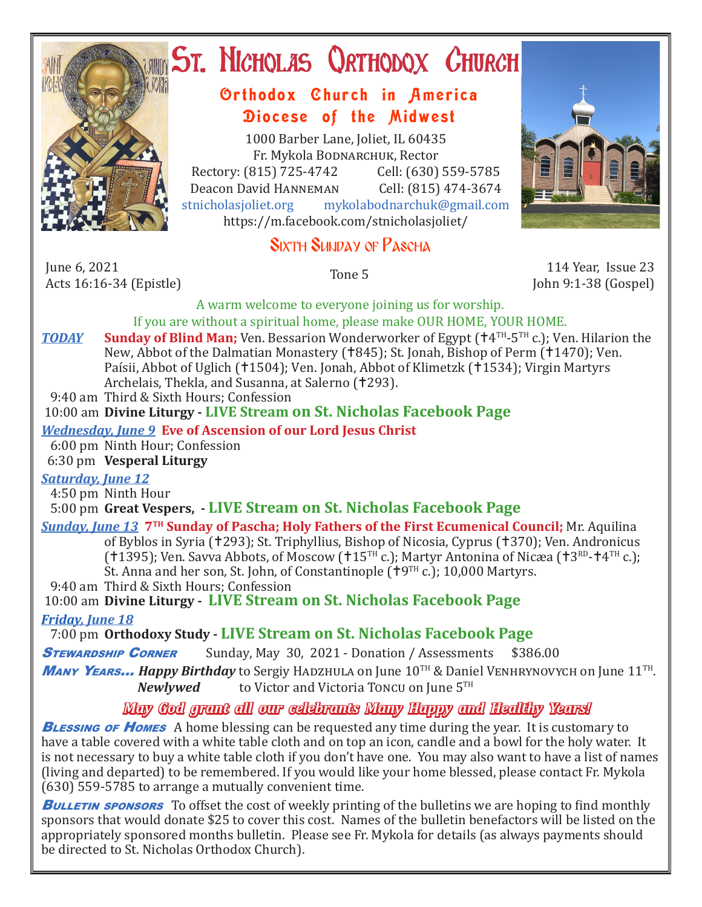# St. Nicholas Orthodox Church

## Orthodox Church in America
## Diocese of the Midwest

1000 Barber Lane, Joliet, IL 60435
Fr. Mykola Bodnarchuk, Rector
Rectory: (815) 725-4742 Cell: (630) 559-5785
Deacon David Hanneman Cell: (815) 474-3674
stnicholasjoliet.org mykolabodnarchuk@gmail.com
https://m.facebook.com/stnicholasjoliet/

## Sixth Sunday of Pascha

June 6, 2021
Acts 16:16-34 (Epistle)

Tone 5

114 Year, Issue 23
John 9:1-38 (Gospel)

A warm welcome to everyone joining us for worship.
If you are without a spiritual home, please make OUR HOME, YOUR HOME.

***TODAY*** **Sunday of Blind Man;** Ven. Bessarion Wonderworker of Egypt (✝4TH-5TH c.); Ven. Hilarion the New, Abbot of the Dalmatian Monastery (✝845); St. Jonah, Bishop of Perm (✝1470); Ven. Paísii, Abbot of Uglich (✝1504); Ven. Jonah, Abbot of Klimetzk (✝1534); Virgin Martyrs Archelais, Thekla, and Susanna, at Salerno (✝293).

9:40 am Third & Sixth Hours; Confession
10:00 am **Divine Liturgy - LIVE Stream on St. Nicholas Facebook Page**

***Wednesday, June 9*** **Eve of Ascension of our Lord Jesus Christ**

6:00 pm Ninth Hour; Confession
6:30 pm **Vesperal Liturgy**

***Saturday, June 12***

4:50 pm Ninth Hour
5:00 pm **Great Vespers, - LIVE Stream on St. Nicholas Facebook Page**

***Sunday, June 13*** **7TH Sunday of Pascha; Holy Fathers of the First Ecumenical Council;** Mr. Aquilina of Byblos in Syria (✝293); St. Triphyllius, Bishop of Nicosia, Cyprus (✝370); Ven. Andronicus (✝1395); Ven. Savva Abbots, of Moscow (✝15TH c.); Martyr Antonina of Nicæa (✝3RD-✝4TH c.); St. Anna and her son, St. John, of Constantinople (✝9TH c.); 10,000 Martyrs.

9:40 am Third & Sixth Hours; Confession
10:00 am **Divine Liturgy - LIVE Stream on St. Nicholas Facebook Page**

***Friday, June 18***

7:00 pm **Orthodoxy Study - LIVE Stream on St. Nicholas Facebook Page**

***Stewardship Corner*** Sunday, May 30, 2021 - Donation / Assessments $386.00

***Many Years...*** ***Happy Birthday*** to Sergiy Hadzhula on June 10TH & Daniel Venhrynovych on June 11TH.
***Newlywed*** to Victor and Victoria Toncu on June 5TH

***May God grant all our celebrants Many Happy and Healthy Years!***

***Blessing of Homes*** A home blessing can be requested any time during the year. It is customary to have a table covered with a white table cloth and on top an icon, candle and a bowl for the holy water. It is not necessary to buy a white table cloth if you don't have one. You may also want to have a list of names (living and departed) to be remembered. If you would like your home blessed, please contact Fr. Mykola (630) 559-5785 to arrange a mutually convenient time.

***Bulletin sponsors*** To offset the cost of weekly printing of the bulletins we are hoping to find monthly sponsors that would donate $25 to cover this cost. Names of the bulletin benefactors will be listed on the appropriately sponsored months bulletin. Please see Fr. Mykola for details (as always payments should be directed to St. Nicholas Orthodox Church).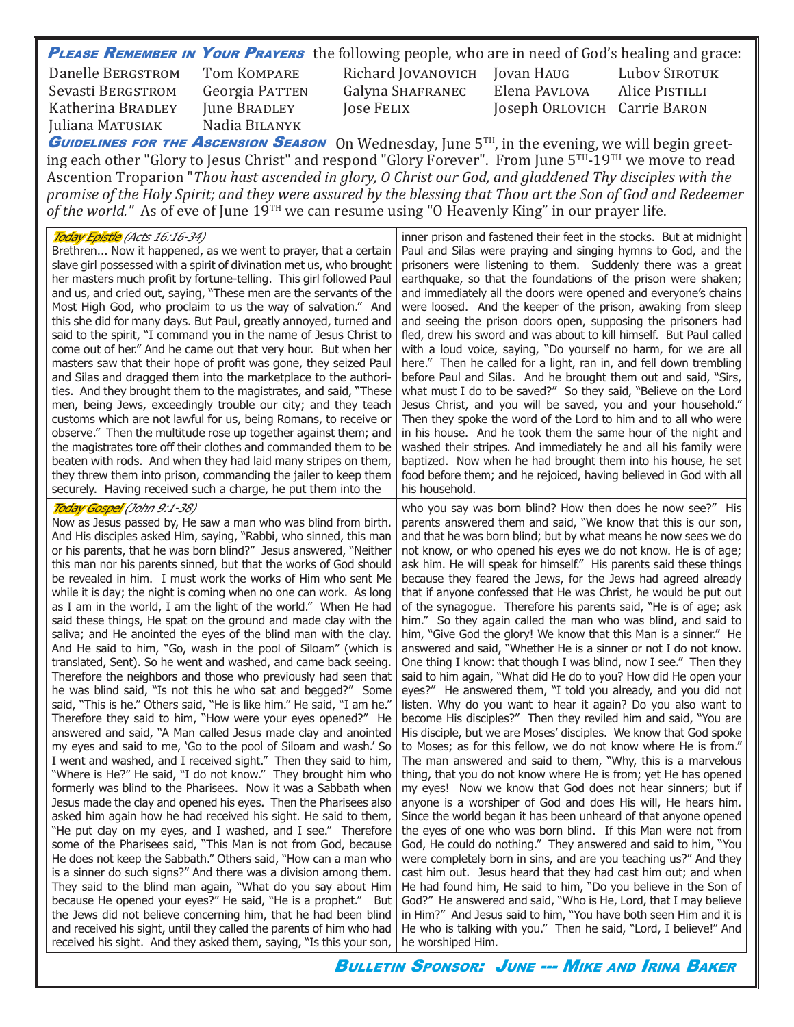**Please Remember in Your Prayers** the following people, who are in need of God's healing and grace:

| | | | | |
|---|---|---|---|---|
| Danelle Bergstrom | Tom Kompare | Richard Jovanovich | Jovan Haug | Lubov Sirotuk |
| Sevasti Bergstrom | Georgia Patten | Galyna Shafranec | Elena Pavlova | Alice Pistilli |
| Katherina Bradley | June Bradley | Jose Felix | Joseph Orlovich | Carrie Baron |
| Juliana Matusiak | Nadia Bilanyk | | | |

**Guidelines for the Ascension Season** On Wednesday, June 5TH, in the evening, we will begin greeting each other "Glory to Jesus Christ" and respond "Glory Forever". From June 5TH-19TH we move to read Ascention Troparion "*Thou hast ascended in glory, O Christ our God, and gladdened Thy disciples with the promise of the Holy Spirit; and they were assured by the blessing that Thou art the Son of God and Redeemer of the world.*" As of eve of June 19TH we can resume using "O Heavenly King" in our prayer life.

*Today Epistle (Acts 16:16-34)*

Brethren... Now it happened, as we went to prayer, that a certain slave girl possessed with a spirit of divination met us, who brought her masters much profit by fortune-telling. This girl followed Paul and us, and cried out, saying, "These men are the servants of the Most High God, who proclaim to us the way of salvation." And this she did for many days. But Paul, greatly annoyed, turned and said to the spirit, "I command you in the name of Jesus Christ to come out of her." And he came out that very hour. But when her masters saw that their hope of profit was gone, they seized Paul and Silas and dragged them into the marketplace to the authorities. And they brought them to the magistrates, and said, "These men, being Jews, exceedingly trouble our city; and they teach customs which are not lawful for us, being Romans, to receive or observe." Then the multitude rose up together against them; and the magistrates tore off their clothes and commanded them to be beaten with rods. And when they had laid many stripes on them, they threw them into prison, commanding the jailer to keep them securely. Having received such a charge, he put them into the inner prison and fastened their feet in the stocks. But at midnight Paul and Silas were praying and singing hymns to God, and the prisoners were listening to them. Suddenly there was a great earthquake, so that the foundations of the prison were shaken; and immediately all the doors were opened and everyone's chains were loosed. And the keeper of the prison, awaking from sleep and seeing the prison doors open, supposing the prisoners had fled, drew his sword and was about to kill himself. But Paul called with a loud voice, saying, "Do yourself no harm, for we are all here." Then he called for a light, ran in, and fell down trembling before Paul and Silas. And he brought them out and said, "Sirs, what must I do to be saved?" So they said, "Believe on the Lord Jesus Christ, and you will be saved, you and your household." Then they spoke the word of the Lord to him and to all who were in his house. And he took them the same hour of the night and washed their stripes. And immediately he and all his family were baptized. Now when he had brought them into his house, he set food before them; and he rejoiced, having believed in God with all his household.

*Today Gospel (John 9:1-38)*

Now as Jesus passed by, He saw a man who was blind from birth. And His disciples asked Him, saying, "Rabbi, who sinned, this man or his parents, that he was born blind?" Jesus answered, "Neither this man nor his parents sinned, but that the works of God should be revealed in him. I must work the works of Him who sent Me while it is day; the night is coming when no one can work. As long as I am in the world, I am the light of the world." When He had said these things, He spat on the ground and made clay with the saliva; and He anointed the eyes of the blind man with the clay. And He said to him, "Go, wash in the pool of Siloam" (which is translated, Sent). So he went and washed, and came back seeing. Therefore the neighbors and those who previously had seen that he was blind said, "Is not this he who sat and begged?" Some said, "This is he." Others said, "He is like him." He said, "I am he." Therefore they said to him, "How were your eyes opened?" He answered and said, "A Man called Jesus made clay and anointed my eyes and said to me, 'Go to the pool of Siloam and wash.' So I went and washed, and I received sight." Then they said to him, "Where is He?" He said, "I do not know." They brought him who formerly was blind to the Pharisees. Now it was a Sabbath when Jesus made the clay and opened his eyes. Then the Pharisees also asked him again how he had received his sight. He said to them, "He put clay on my eyes, and I washed, and I see." Therefore some of the Pharisees said, "This Man is not from God, because He does not keep the Sabbath." Others said, "How can a man who is a sinner do such signs?" And there was a division among them. They said to the blind man again, "What do you say about Him because He opened your eyes?" He said, "He is a prophet." But the Jews did not believe concerning him, that he had been blind and received his sight, until they called the parents of him who had received his sight. And they asked them, saying, "Is this your son, who you say was born blind? How then does he now see?" His parents answered them and said, "We know that this is our son, and that he was born blind; but by what means he now sees we do not know, or who opened his eyes we do not know. He is of age; ask him. He will speak for himself." His parents said these things because they feared the Jews, for the Jews had agreed already that if anyone confessed that He was Christ, he would be put out of the synagogue. Therefore his parents said, "He is of age; ask him." So they again called the man who was blind, and said to him, "Give God the glory! We know that this Man is a sinner." He answered and said, "Whether He is a sinner or not I do not know. One thing I know: that though I was blind, now I see." Then they said to him again, "What did He do to you? How did He open your eyes?" He answered them, "I told you already, and you did not listen. Why do you want to hear it again? Do you also want to become His disciples?" Then they reviled him and said, "You are His disciple, but we are Moses' disciples. We know that God spoke to Moses; as for this fellow, we do not know where He is from." The man answered and said to them, "Why, this is a marvelous thing, that you do not know where He is from; yet He has opened my eyes! Now we know that God does not hear sinners; but if anyone is a worshiper of God and does His will, He hears him. Since the world began it has been unheard of that anyone opened the eyes of one who was born blind. If this Man were not from God, He could do nothing." They answered and said to him, "You were completely born in sins, and are you teaching us?" And they cast him out. Jesus heard that they had cast him out; and when He had found him, He said to him, "Do you believe in the Son of God?" He answered and said, "Who is He, Lord, that I may believe in Him?" And Jesus said to him, "You have both seen Him and it is He who is talking with you." Then he said, "Lord, I believe!" And he worshiped Him.

**Bulletin Sponsor: June --- Mike and Irina Baker**